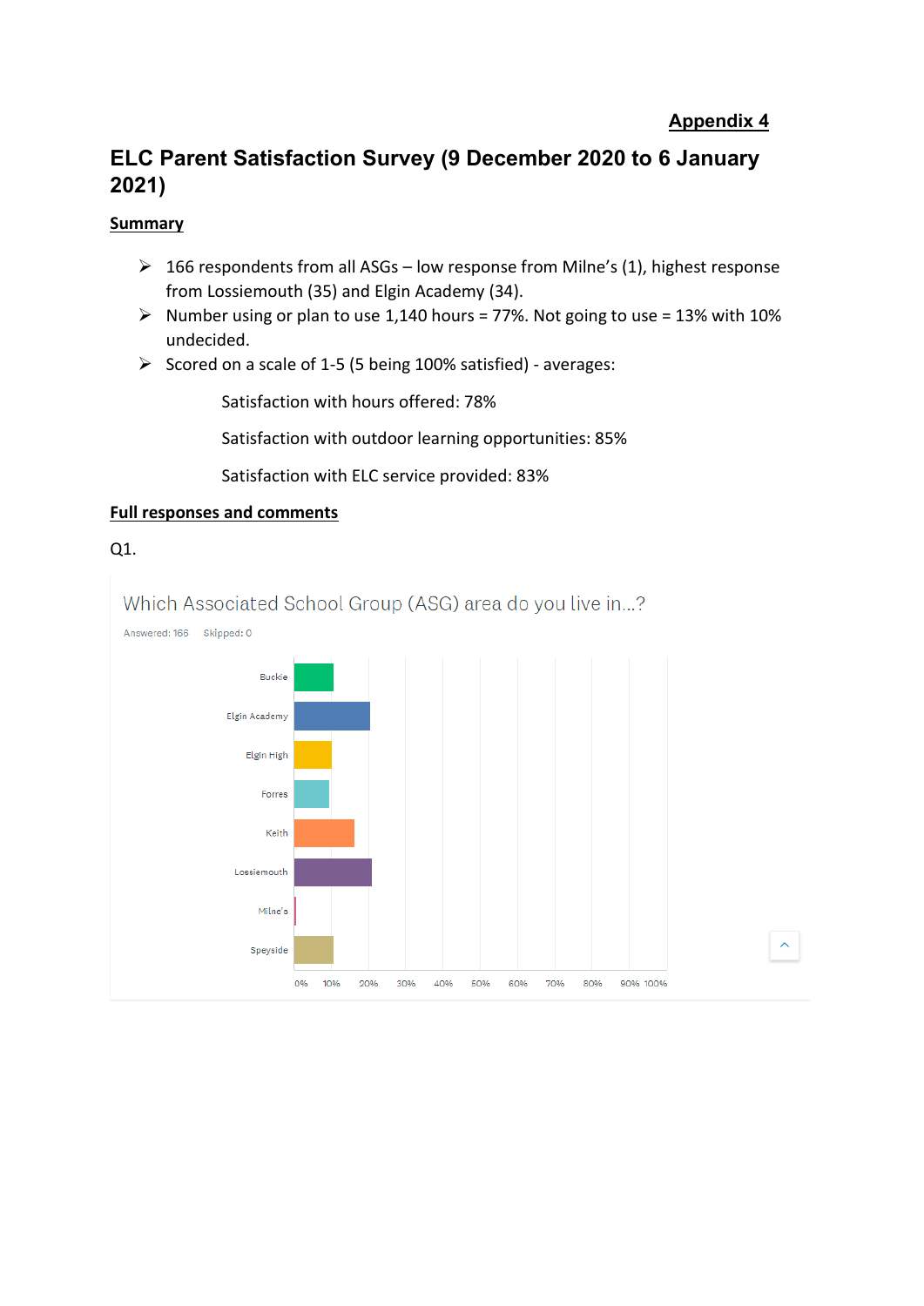**Appendix 4**

# ELC Parent Satisfaction Survey (9 December 2020 to 6 January 2021)

## Summary

- 166 respondents from all ASGs – low response from Milne's (1), highest response from Lossiemouth (35) and Elgin Academy (34).
- Number using or plan to use 1,140 hours = 77%. Not going to use = 13% with 10% undecided.
- Scored on a scale of 1-5 (5 being 100% satisfied) - averages:

  Satisfaction with hours offered: 78%

  Satisfaction with outdoor learning opportunities: 85%

  Satisfaction with ELC service provided: 83%

## Full responses and comments

Q1.

Which Associated School Group (ASG) area do you live in...?

Answered: 166 Skipped: 0

Buckie

Elgin Academy

Elgin High

Forres

Keith

Lossiemouth

Milne's

Speyside

0% 10% 20% 30% 40% 50% 60% 70% 80% 90% 100%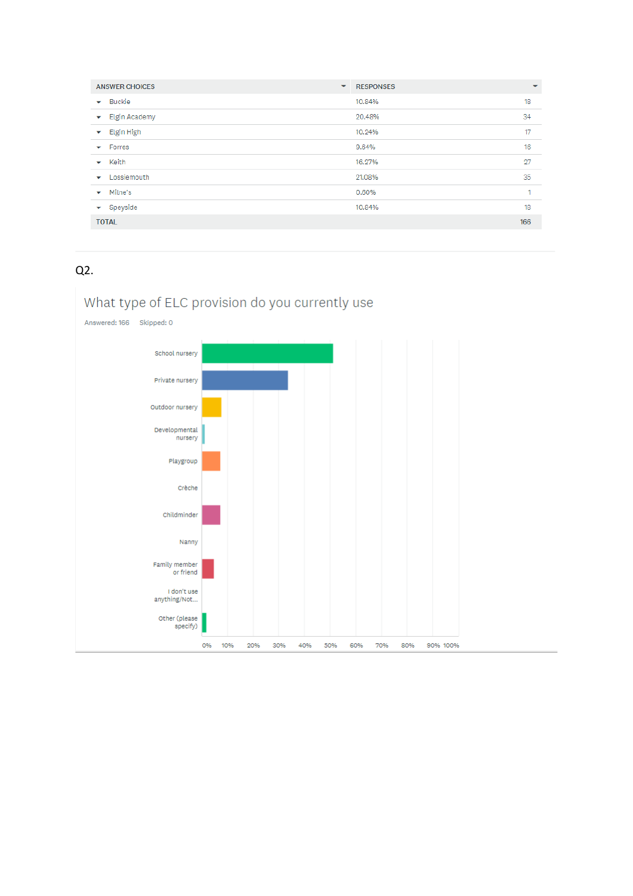| ANSWER CHOICES | RESPONSES | |
|---|---|---|
| Buckie | 10.84% | 18 |
| Elgin Academy | 20.48% | 34 |
| Elgin High | 10.24% | 17 |
| Forres | 9.64% | 16 |
| Keith | 16.27% | 27 |
| Lossiemouth | 21.08% | 35 |
| Milne's | 0.60% | 1 |
| Speyside | 10.84% | 18 |
| TOTAL | | 166 |

Q2.

What type of ELC provision do you currently use

Answered: 166 Skipped: 0

School nursery

Private nursery

Outdoor nursery

Developmental nursery

Playgroup

Crèche

Childminder

Nanny

Family member or friend

I don't use anything/Not...

Other (please specify)

0% 10% 20% 30% 40% 50% 60% 70% 80% 90% 100%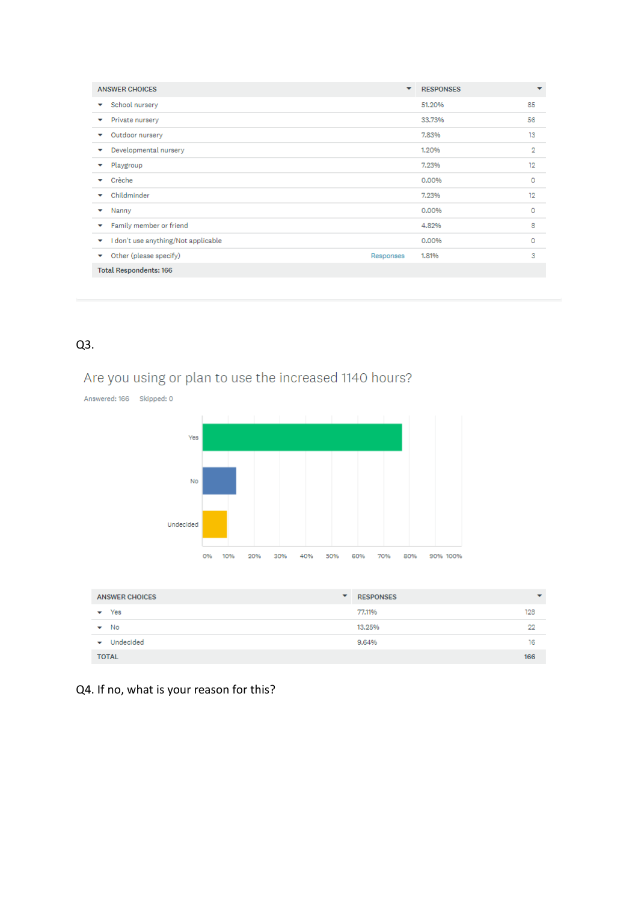| ANSWER CHOICES | | RESPONSES | |
|---|---|---|---|
| School nursery | | 51.20% | 85 |
| Private nursery | | 33.73% | 56 |
| Outdoor nursery | | 7.83% | 13 |
| Developmental nursery | | 1.20% | 2 |
| Playgroup | | 7.23% | 12 |
| Crèche | | 0.00% | 0 |
| Childminder | | 7.23% | 12 |
| Nanny | | 0.00% | 0 |
| Family member or friend | | 4.82% | 8 |
| I don't use anything/Not applicable | | 0.00% | 0 |
| Other (please specify) | Responses | 1.81% | 3 |
| Total Respondents: 166 | | | |

Q3.

Are you using or plan to use the increased 1140 hours?

Answered: 166 Skipped: 0

| ANSWER CHOICES | RESPONSES | |
|---|---|---|
| Yes | 77.11% | 128 |
| No | 13.25% | 22 |
| Undecided | 9.64% | 16 |
| TOTAL | | 166 |

Q4. If no, what is your reason for this?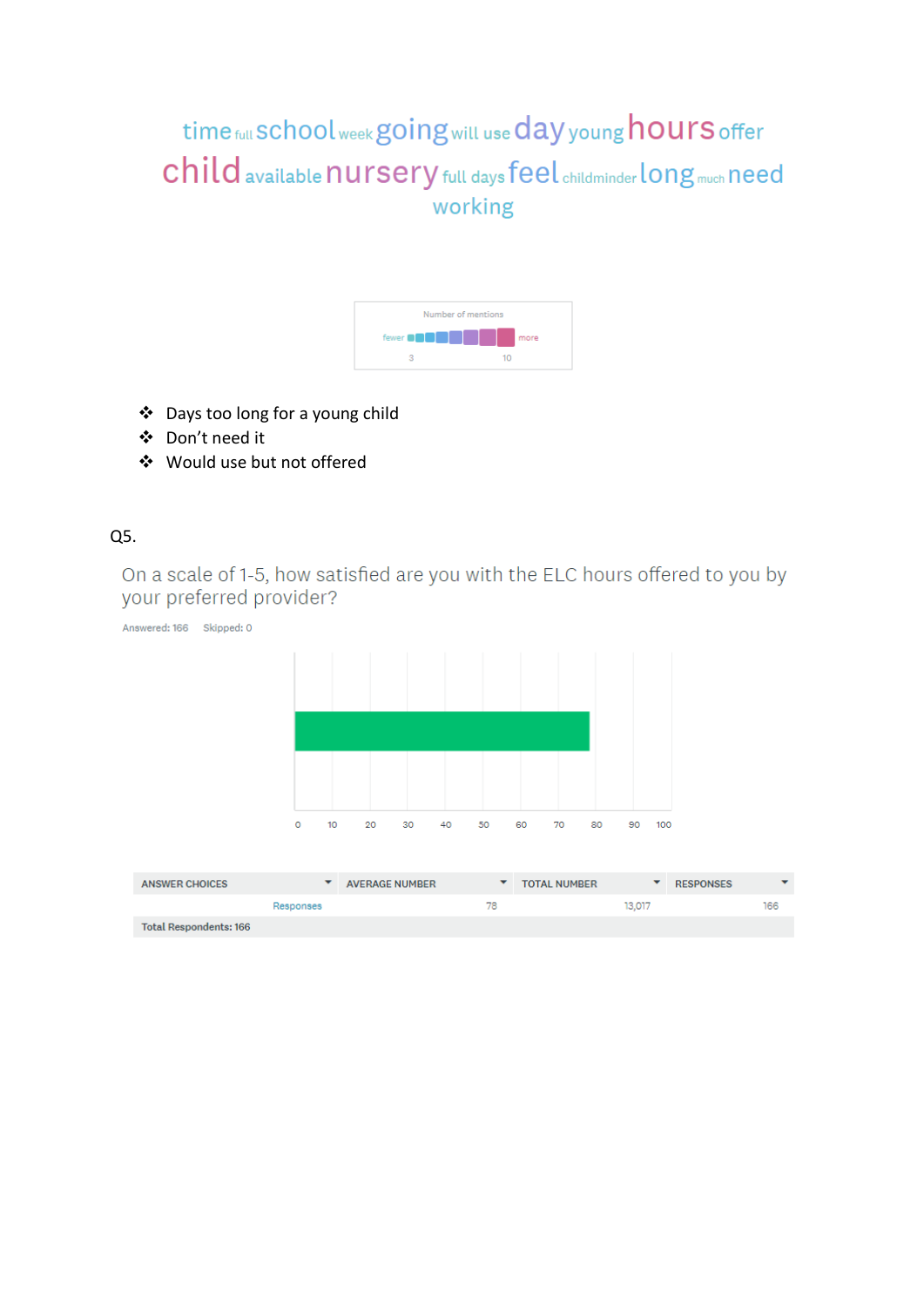time full school week going will use day young hours offer child available nursery full days feel childminder long much need working

Number of mentions

fewer 3 10 more

- Days too long for a young child
- Don't need it
- Would use but not offered

Q5.

On a scale of 1-5, how satisfied are you with the ELC hours offered to you by your preferred provider?

Answered: 166 Skipped: 0

0 10 20 30 40 50 60 70 80 90 100

| ANSWER CHOICES | AVERAGE NUMBER | TOTAL NUMBER | RESPONSES |
|---|---|---|---|
| Responses | 78 | 13,017 | 166 |
| Total Respondents: 166 | | | |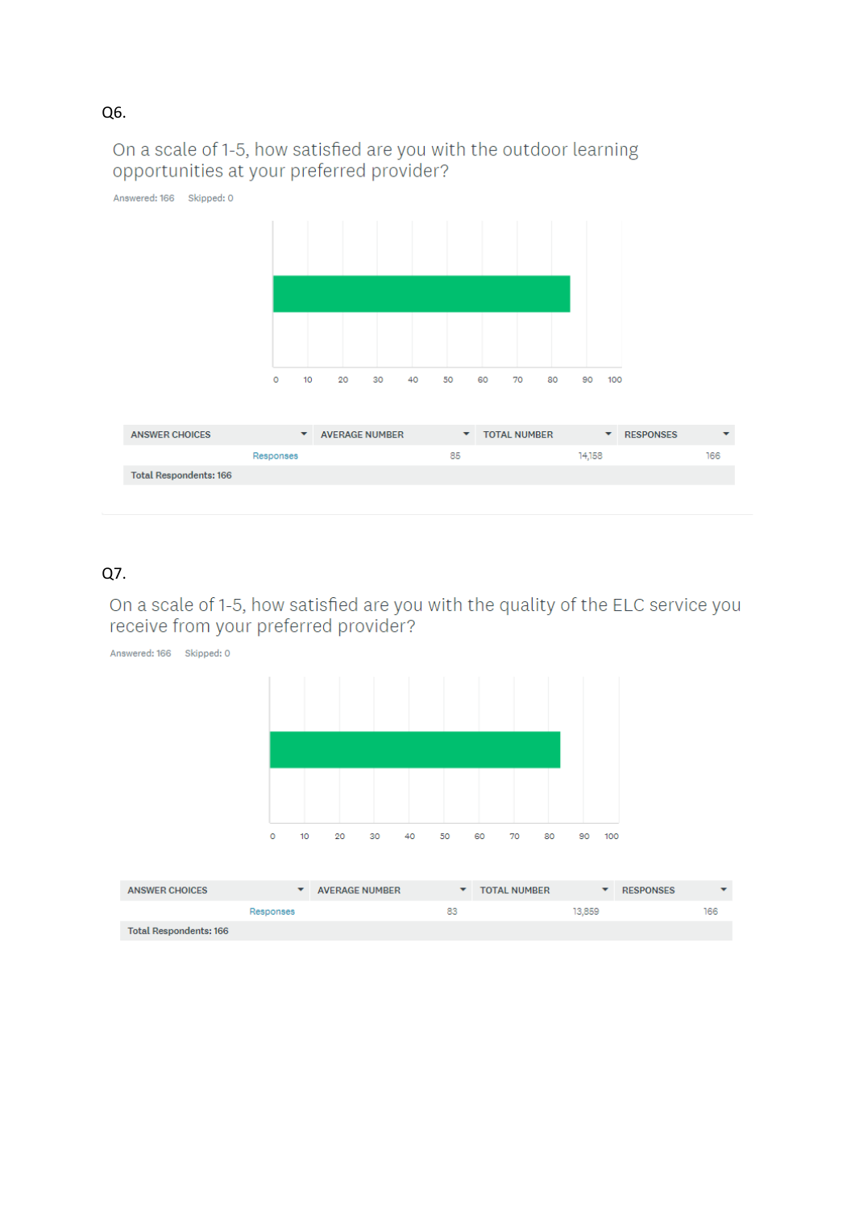Q6.

## On a scale of 1-5, how satisfied are you with the outdoor learning opportunities at your preferred provider?

Answered: 166 Skipped: 0

| ANSWER CHOICES | AVERAGE NUMBER | TOTAL NUMBER | RESPONSES |
|---|---|---|---|
| Responses | 85 | 14,158 | 166 |
| Total Respondents: 166 | | | |

Q7.

## On a scale of 1-5, how satisfied are you with the quality of the ELC service you receive from your preferred provider?

Answered: 166 Skipped: 0

| ANSWER CHOICES | AVERAGE NUMBER | TOTAL NUMBER | RESPONSES |
|---|---|---|---|
| Responses | 83 | 13,859 | 166 |
| Total Respondents: 166 | | | |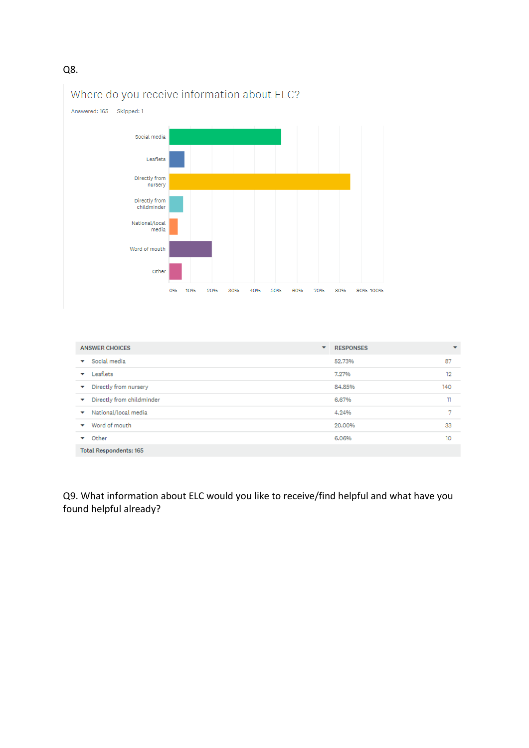Q8.

Where do you receive information about ELC?

Answered: 165    Skipped: 1

| ANSWER CHOICES | RESPONSES | |
|---|---|---|
| Social media | 52.73% | 87 |
| Leaflets | 7.27% | 12 |
| Directly from nursery | 84.85% | 140 |
| Directly from childminder | 6.67% | 11 |
| National/local media | 4.24% | 7 |
| Word of mouth | 20.00% | 33 |
| Other | 6.06% | 10 |
| Total Respondents: 165 | | |

Q9. What information about ELC would you like to receive/find helpful and what have you found helpful already?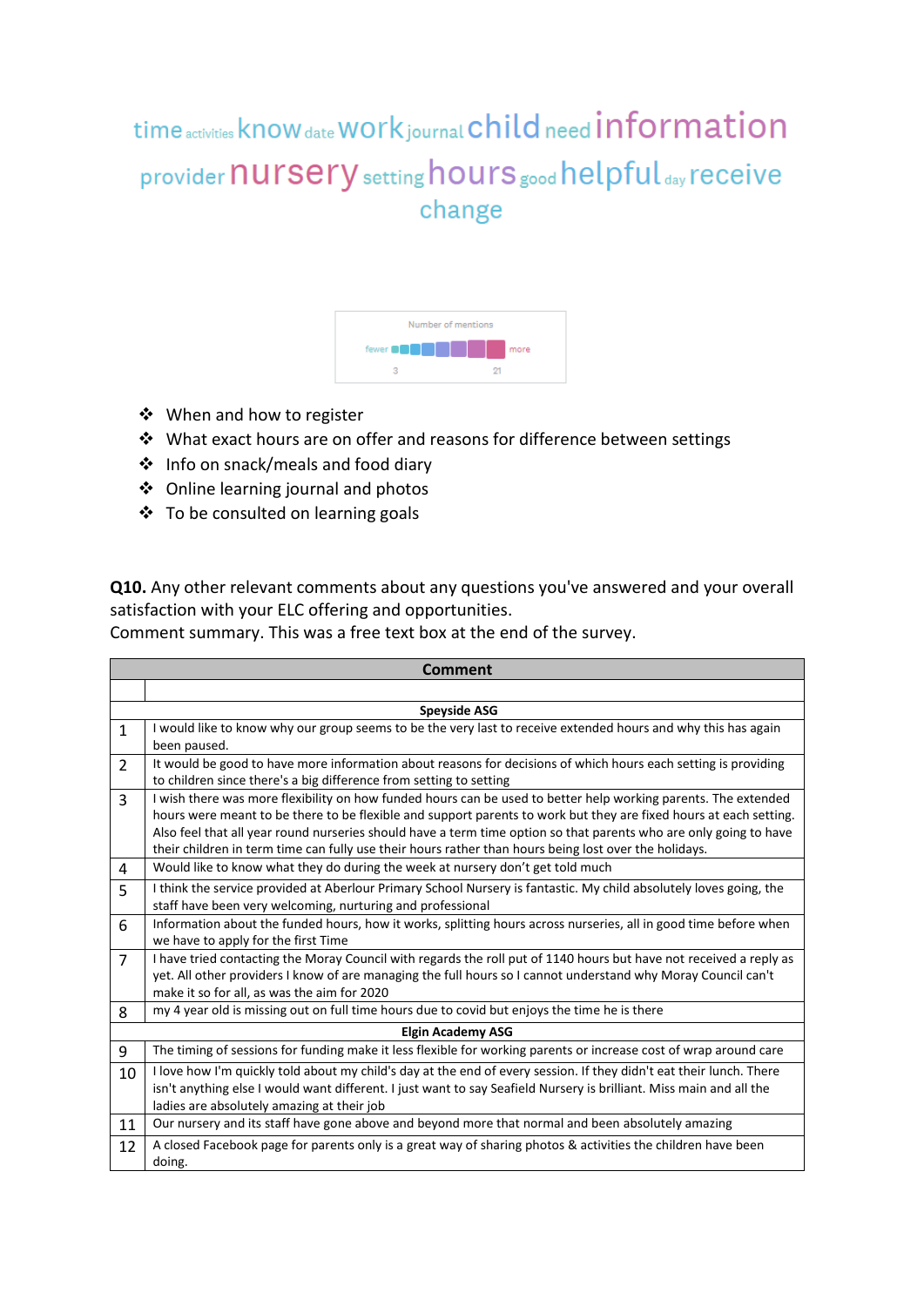time activities know date work journal child need information provider nursery setting hours good helpful day receive change

Number of mentions

fewer 3 — 21 more

- When and how to register
- What exact hours are on offer and reasons for difference between settings
- Info on snack/meals and food diary
- Online learning journal and photos
- To be consulted on learning goals

**Q10.** Any other relevant comments about any questions you've answered and your overall satisfaction with your ELC offering and opportunities.
Comment summary. This was a free text box at the end of the survey.

| | Comment |
|---|---|
| | |
| | **Speyside ASG** |
| 1 | I would like to know why our group seems to be the very last to receive extended hours and why this has again been paused. |
| 2 | It would be good to have more information about reasons for decisions of which hours each setting is providing to children since there's a big difference from setting to setting |
| 3 | I wish there was more flexibility on how funded hours can be used to better help working parents. The extended hours were meant to be there to be flexible and support parents to work but they are fixed hours at each setting. Also feel that all year round nurseries should have a term time option so that parents who are only going to have their children in term time can fully use their hours rather than hours being lost over the holidays. |
| 4 | Would like to know what they do during the week at nursery don't get told much |
| 5 | I think the service provided at Aberlour Primary School Nursery is fantastic. My child absolutely loves going, the staff have been very welcoming, nurturing and professional |
| 6 | Information about the funded hours, how it works, splitting hours across nurseries, all in good time before when we have to apply for the first Time |
| 7 | I have tried contacting the Moray Council with regards the roll put of 1140 hours but have not received a reply as yet. All other providers I know of are managing the full hours so I cannot understand why Moray Council can't make it so for all, as was the aim for 2020 |
| 8 | my 4 year old is missing out on full time hours due to covid but enjoys the time he is there |
| | **Elgin Academy ASG** |
| 9 | The timing of sessions for funding make it less flexible for working parents or increase cost of wrap around care |
| 10 | I love how I'm quickly told about my child's day at the end of every session. If they didn't eat their lunch. There isn't anything else I would want different. I just want to say Seafield Nursery is brilliant. Miss main and all the ladies are absolutely amazing at their job |
| 11 | Our nursery and its staff have gone above and beyond more that normal and been absolutely amazing |
| 12 | A closed Facebook page for parents only is a great way of sharing photos & activities the children have been doing. |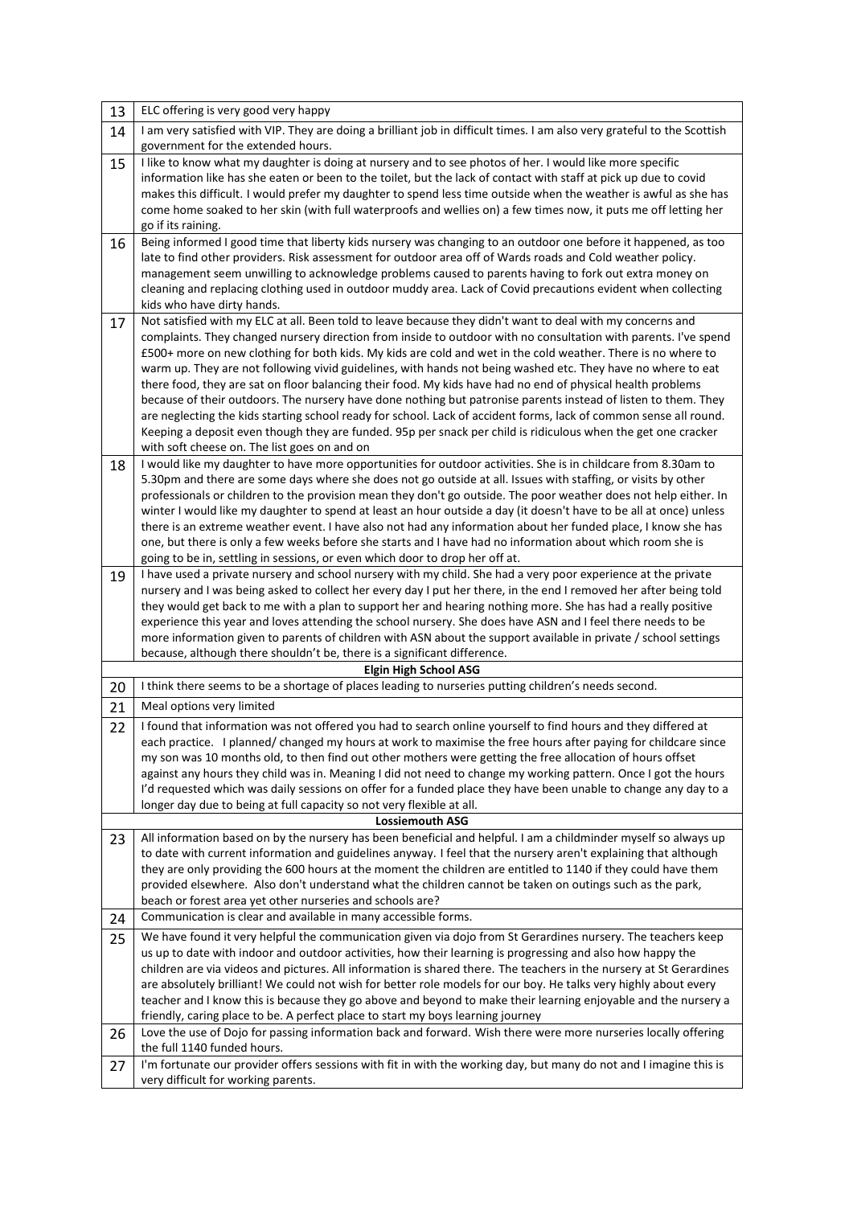| | |
|---|---|
| 13 | ELC offering is very good very happy |
| 14 | I am very satisfied with VIP. They are doing a brilliant job in difficult times. I am also very grateful to the Scottish government for the extended hours. |
| 15 | I like to know what my daughter is doing at nursery and to see photos of her. I would like more specific information like has she eaten or been to the toilet, but the lack of contact with staff at pick up due to covid makes this difficult. I would prefer my daughter to spend less time outside when the weather is awful as she has come home soaked to her skin (with full waterproofs and wellies on) a few times now, it puts me off letting her go if its raining. |
| 16 | Being informed I good time that liberty kids nursery was changing to an outdoor one before it happened, as too late to find other providers. Risk assessment for outdoor area off of Wards roads and Cold weather policy. management seem unwilling to acknowledge problems caused to parents having to fork out extra money on cleaning and replacing clothing used in outdoor muddy area. Lack of Covid precautions evident when collecting kids who have dirty hands. |
| 17 | Not satisfied with my ELC at all. Been told to leave because they didn't want to deal with my concerns and complaints. They changed nursery direction from inside to outdoor with no consultation with parents. I've spend £500+ more on new clothing for both kids. My kids are cold and wet in the cold weather. There is no where to warm up. They are not following vivid guidelines, with hands not being washed etc. They have no where to eat there food, they are sat on floor balancing their food. My kids have had no end of physical health problems because of their outdoors. The nursery have done nothing but patronise parents instead of listen to them. They are neglecting the kids starting school ready for school. Lack of accident forms, lack of common sense all round. Keeping a deposit even though they are funded. 95p per snack per child is ridiculous when the get one cracker with soft cheese on. The list goes on and on |
| 18 | I would like my daughter to have more opportunities for outdoor activities. She is in childcare from 8.30am to 5.30pm and there are some days where she does not go outside at all. Issues with staffing, or visits by other professionals or children to the provision mean they don't go outside. The poor weather does not help either. In winter I would like my daughter to spend at least an hour outside a day (it doesn't have to be all at once) unless there is an extreme weather event. I have also not had any information about her funded place, I know she has one, but there is only a few weeks before she starts and I have had no information about which room she is going to be in, settling in sessions, or even which door to drop her off at. |
| 19 | I have used a private nursery and school nursery with my child. She had a very poor experience at the private nursery and I was being asked to collect her every day I put her there, in the end I removed her after being told they would get back to me with a plan to support her and hearing nothing more. She has had a really positive experience this year and loves attending the school nursery. She does have ASN and I feel there needs to be more information given to parents of children with ASN about the support available in private / school settings because, although there shouldn't be, there is a significant difference. |
| | **Elgin High School ASG** |
| 20 | I think there seems to be a shortage of places leading to nurseries putting children's needs second. |
| 21 | Meal options very limited |
| 22 | I found that information was not offered you had to search online yourself to find hours and they differed at each practice. I planned/ changed my hours at work to maximise the free hours after paying for childcare since my son was 10 months old, to then find out other mothers were getting the free allocation of hours offset against any hours they child was in. Meaning I did not need to change my working pattern. Once I got the hours I'd requested which was daily sessions on offer for a funded place they have been unable to change any day to a longer day due to being at full capacity so not very flexible at all. |
| | **Lossiemouth ASG** |
| 23 | All information based on by the nursery has been beneficial and helpful. I am a childminder myself so always up to date with current information and guidelines anyway. I feel that the nursery aren't explaining that although they are only providing the 600 hours at the moment the children are entitled to 1140 if they could have them provided elsewhere. Also don't understand what the children cannot be taken on outings such as the park, beach or forest area yet other nurseries and schools are? |
| 24 | Communication is clear and available in many accessible forms. |
| 25 | We have found it very helpful the communication given via dojo from St Gerardines nursery. The teachers keep us up to date with indoor and outdoor activities, how their learning is progressing and also how happy the children are via videos and pictures. All information is shared there. The teachers in the nursery at St Gerardines are absolutely brilliant! We could not wish for better role models for our boy. He talks very highly about every teacher and I know this is because they go above and beyond to make their learning enjoyable and the nursery a friendly, caring place to be. A perfect place to start my boys learning journey |
| 26 | Love the use of Dojo for passing information back and forward. Wish there were more nurseries locally offering the full 1140 funded hours. |
| 27 | I'm fortunate our provider offers sessions with fit in with the working day, but many do not and I imagine this is very difficult for working parents. |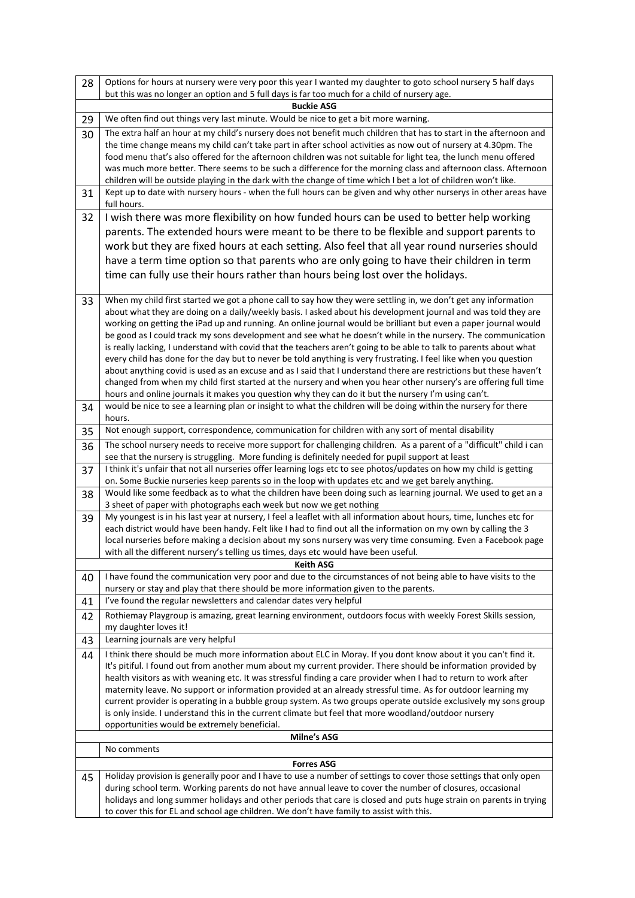| | |
|---|---|
| 28 | Options for hours at nursery were very poor this year I wanted my daughter to goto school nursery 5 half days but this was no longer an option and 5 full days is far too much for a child of nursery age. |
| | **Buckie ASG** |
| 29 | We often find out things very last minute. Would be nice to get a bit more warning. |
| 30 | The extra half an hour at my child's nursery does not benefit much children that has to start in the afternoon and the time change means my child can't take part in after school activities as now out of nursery at 4.30pm. The food menu that's also offered for the afternoon children was not suitable for light tea, the lunch menu offered was much more better. There seems to be such a difference for the morning class and afternoon class. Afternoon children will be outside playing in the dark with the change of time which I bet a lot of children won't like. |
| 31 | Kept up to date with nursery hours - when the full hours can be given and why other nurserys in other areas have full hours. |
| 32 | I wish there was more flexibility on how funded hours can be used to better help working parents. The extended hours were meant to be there to be flexible and support parents to work but they are fixed hours at each setting. Also feel that all year round nurseries should have a term time option so that parents who are only going to have their children in term time can fully use their hours rather than hours being lost over the holidays. |
| 33 | When my child first started we got a phone call to say how they were settling in, we don't get any information about what they are doing on a daily/weekly basis. I asked about his development journal and was told they are working on getting the iPad up and running. An online journal would be brilliant but even a paper journal would be good as I could track my sons development and see what he doesn't while in the nursery. The communication is really lacking, I understand with covid that the teachers aren't going to be able to talk to parents about what every child has done for the day but to never be told anything is very frustrating. I feel like when you question about anything covid is used as an excuse and as I said that I understand there are restrictions but these haven't changed from when my child first started at the nursery and when you hear other nursery's are offering full time hours and online journals it makes you question why they can do it but the nursery I'm using can't. |
| 34 | would be nice to see a learning plan or insight to what the children will be doing within the nursery for there hours. |
| 35 | Not enough support, correspondence, communication for children with any sort of mental disability |
| 36 | The school nursery needs to receive more support for challenging children. As a parent of a "difficult" child i can see that the nursery is struggling. More funding is definitely needed for pupil support at least |
| 37 | I think it's unfair that not all nurseries offer learning logs etc to see photos/updates on how my child is getting on. Some Buckie nurseries keep parents so in the loop with updates etc and we get barely anything. |
| 38 | Would like some feedback as to what the children have been doing such as learning journal. We used to get an a 3 sheet of paper with photographs each week but now we get nothing |
| 39 | My youngest is in his last year at nursery, I feel a leaflet with all information about hours, time, lunches etc for each district would have been handy. Felt like I had to find out all the information on my own by calling the 3 local nurseries before making a decision about my sons nursery was very time consuming. Even a Facebook page with all the different nursery's telling us times, days etc would have been useful. |
| | **Keith ASG** |
| 40 | I have found the communication very poor and due to the circumstances of not being able to have visits to the nursery or stay and play that there should be more information given to the parents. |
| 41 | I've found the regular newsletters and calendar dates very helpful |
| 42 | Rothiemay Playgroup is amazing, great learning environment, outdoors focus with weekly Forest Skills session, my daughter loves it! |
| 43 | Learning journals are very helpful |
| 44 | I think there should be much more information about ELC in Moray. If you dont know about it you can't find it. It's pitiful. I found out from another mum about my current provider. There should be information provided by health visitors as with weaning etc. It was stressful finding a care provider when I had to return to work after maternity leave. No support or information provided at an already stressful time. As for outdoor learning my current provider is operating in a bubble group system. As two groups operate outside exclusively my sons group is only inside. I understand this in the current climate but feel that more woodland/outdoor nursery opportunities would be extremely beneficial. |
| | **Milne's ASG** |
| | No comments |
| | **Forres ASG** |
| 45 | Holiday provision is generally poor and I have to use a number of settings to cover those settings that only open during school term. Working parents do not have annual leave to cover the number of closures, occasional holidays and long summer holidays and other periods that care is closed and puts huge strain on parents in trying to cover this for EL and school age children. We don't have family to assist with this. |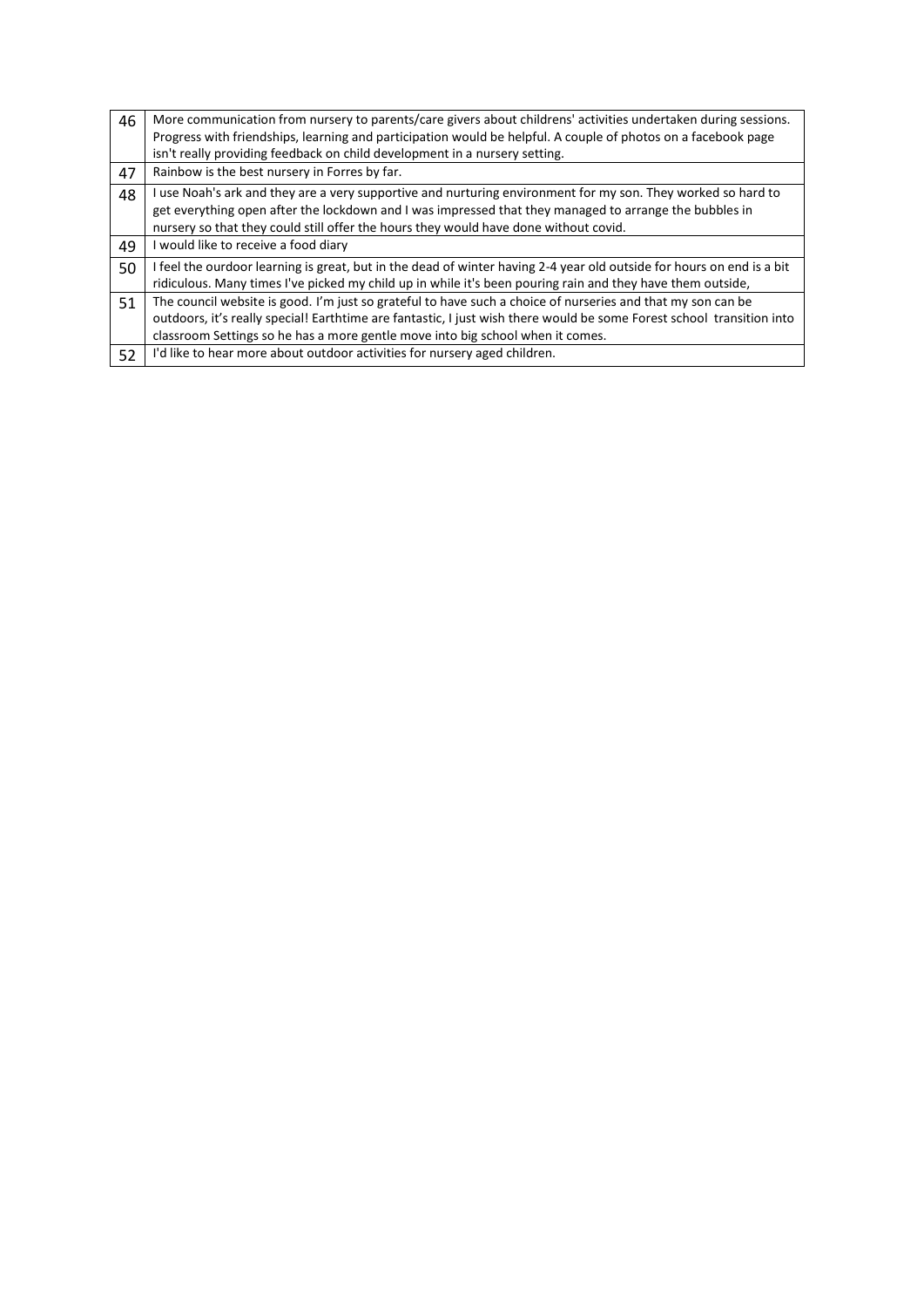| | |
|---|---|
| 46 | More communication from nursery to parents/care givers about childrens' activities undertaken during sessions. Progress with friendships, learning and participation would be helpful. A couple of photos on a facebook page isn't really providing feedback on child development in a nursery setting. |
| 47 | Rainbow is the best nursery in Forres by far. |
| 48 | I use Noah's ark and they are a very supportive and nurturing environment for my son. They worked so hard to get everything open after the lockdown and I was impressed that they managed to arrange the bubbles in nursery so that they could still offer the hours they would have done without covid. |
| 49 | I would like to receive a food diary |
| 50 | I feel the ourdoor learning is great, but in the dead of winter having 2-4 year old outside for hours on end is a bit ridiculous. Many times I've picked my child up in while it's been pouring rain and they have them outside, |
| 51 | The council website is good. I'm just so grateful to have such a choice of nurseries and that my son can be outdoors, it's really special! Earthtime are fantastic, I just wish there would be some Forest school transition into classroom Settings so he has a more gentle move into big school when it comes. |
| 52 | I'd like to hear more about outdoor activities for nursery aged children. |